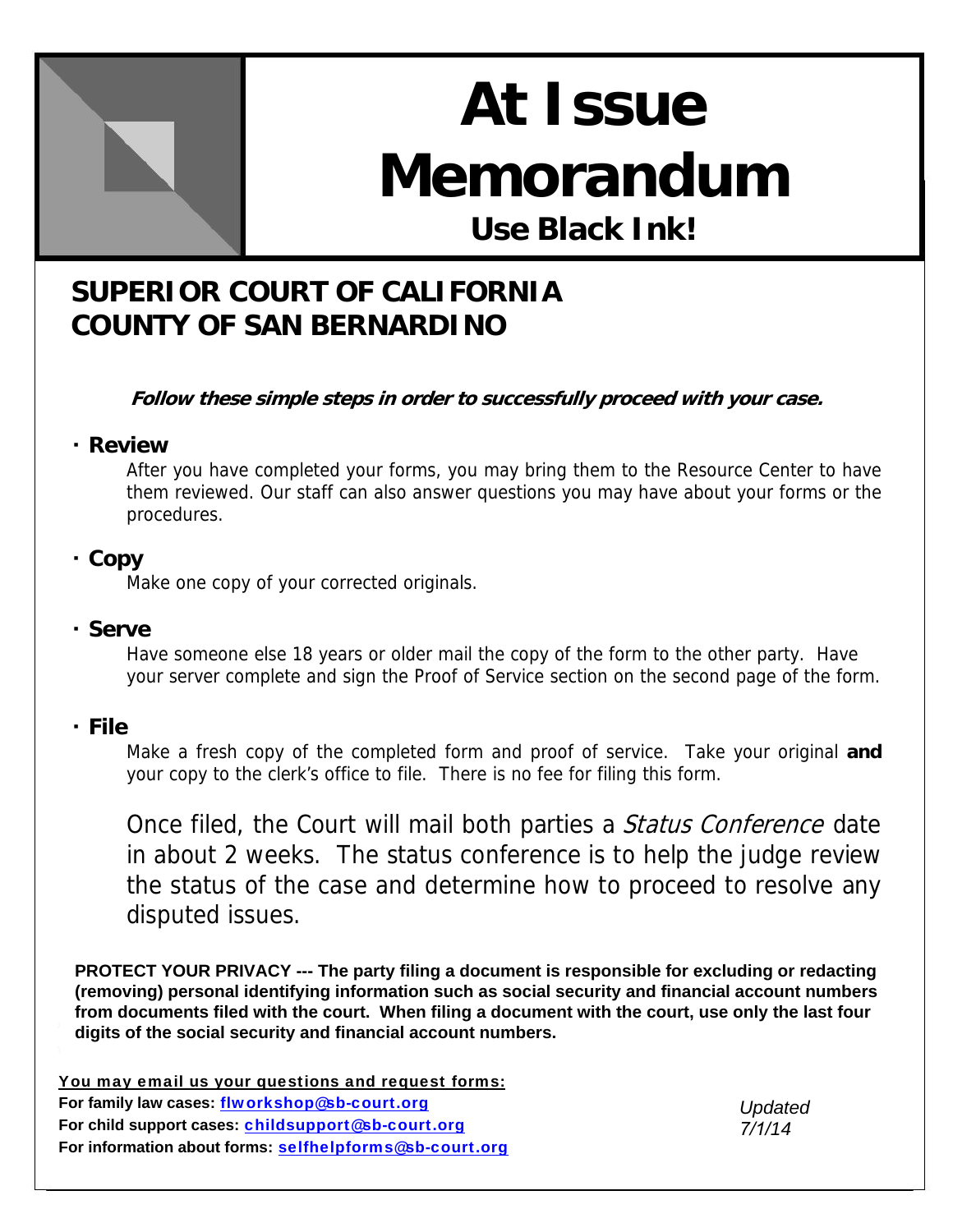# At Issue Memorandum

**Use Black Ink!**

## SUPERIOR COURT OF CALIFORNIA
## COUNTY OF SAN BERNARDINO

***Follow these simple steps in order to successfully proceed with your case.***

- **Review**

  After you have completed your forms, you may bring them to the Resource Center to have them reviewed. Our staff can also answer questions you may have about your forms or the procedures.

- **Copy**

  Make one copy of your corrected originals.

- **Serve**

  Have someone else 18 years or older mail the copy of the form to the other party. Have your server complete and sign the Proof of Service section on the second page of the form.

- **File**

  Make a fresh copy of the completed form and proof of service. Take your original **and** your copy to the clerk's office to file. There is no fee for filing this form.

  Once filed, the Court will mail both parties a *Status Conference* date in about 2 weeks. The status conference is to help the judge review the status of the case and determine how to proceed to resolve any disputed issues.

**PROTECT YOUR PRIVACY --- The party filing a document is responsible for excluding or redacting (removing) personal identifying information such as social security and financial account numbers from documents filed with the court. When filing a document with the court, use only the last four digits of the social security and financial account numbers.**

**<u>You may email us your questions and request forms:</u>**
**For family law cases: flworkshop@sb-court.org**
**For child support cases: childsupport@sb-court.org**
**For information about forms: selfhelpforms@sb-court.org**

*Updated 7/1/14*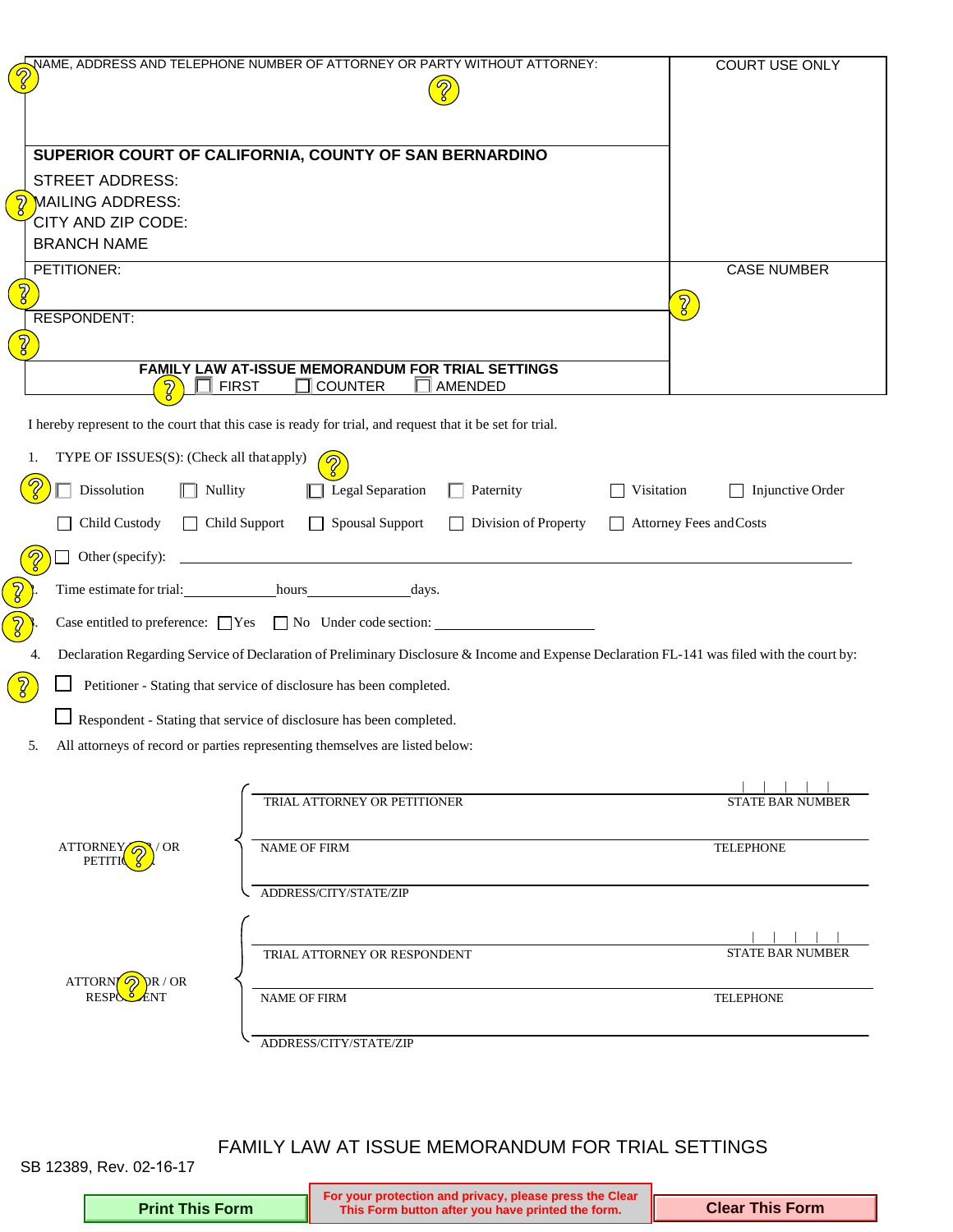NAME, ADDRESS AND TELEPHONE NUMBER OF ATTORNEY OR PARTY WITHOUT ATTORNEY:

COURT USE ONLY

**SUPERIOR COURT OF CALIFORNIA, COUNTY OF SAN BERNARDINO**

STREET ADDRESS:
MAILING ADDRESS:
CITY AND ZIP CODE:
BRANCH NAME

PETITIONER:

RESPONDENT:

CASE NUMBER

**FAMILY LAW AT-ISSUE MEMORANDUM FOR TRIAL SETTINGS**

☐ FIRST ☐ COUNTER ☐ AMENDED

I hereby represent to the court that this case is ready for trial, and request that it be set for trial.

1. TYPE OF ISSUE(S): (Check all that apply)

☐ Dissolution ☐ Nullity ☐ Legal Separation ☐ Paternity ☐ Visitation ☐ Injunctive Order

☐ Child Custody ☐ Child Support ☐ Spousal Support ☐ Division of Property ☐ Attorney Fees and Costs

☐ Other (specify): ______________________________

2. Time estimate for trial: __________ hours __________ days.

3. Case entitled to preference: ☐ Yes ☐ No Under code section: __________

4. Declaration Regarding Service of Declaration of Preliminary Disclosure & Income and Expense Declaration FL-141 was filed with the court by:

☐ Petitioner - Stating that service of disclosure has been completed.

☐ Respondent - Stating that service of disclosure has been completed.

5. All attorneys of record or parties representing themselves are listed below:

ATTORNEY FOR / OR PETITIONER

| | |
|---|---|
| TRIAL ATTORNEY OR PETITIONER | STATE BAR NUMBER |
| NAME OF FIRM | TELEPHONE |
| ADDRESS/CITY/STATE/ZIP | |

ATTORNEY FOR / OR RESPONDENT

| | |
|---|---|
| TRIAL ATTORNEY OR RESPONDENT | STATE BAR NUMBER |
| NAME OF FIRM | TELEPHONE |
| ADDRESS/CITY/STATE/ZIP | |

FAMILY LAW AT ISSUE MEMORANDUM FOR TRIAL SETTINGS

SB 12389, Rev. 02-16-17

Print This Form | For your protection and privacy, please press the Clear This Form button after you have printed the form. | Clear This Form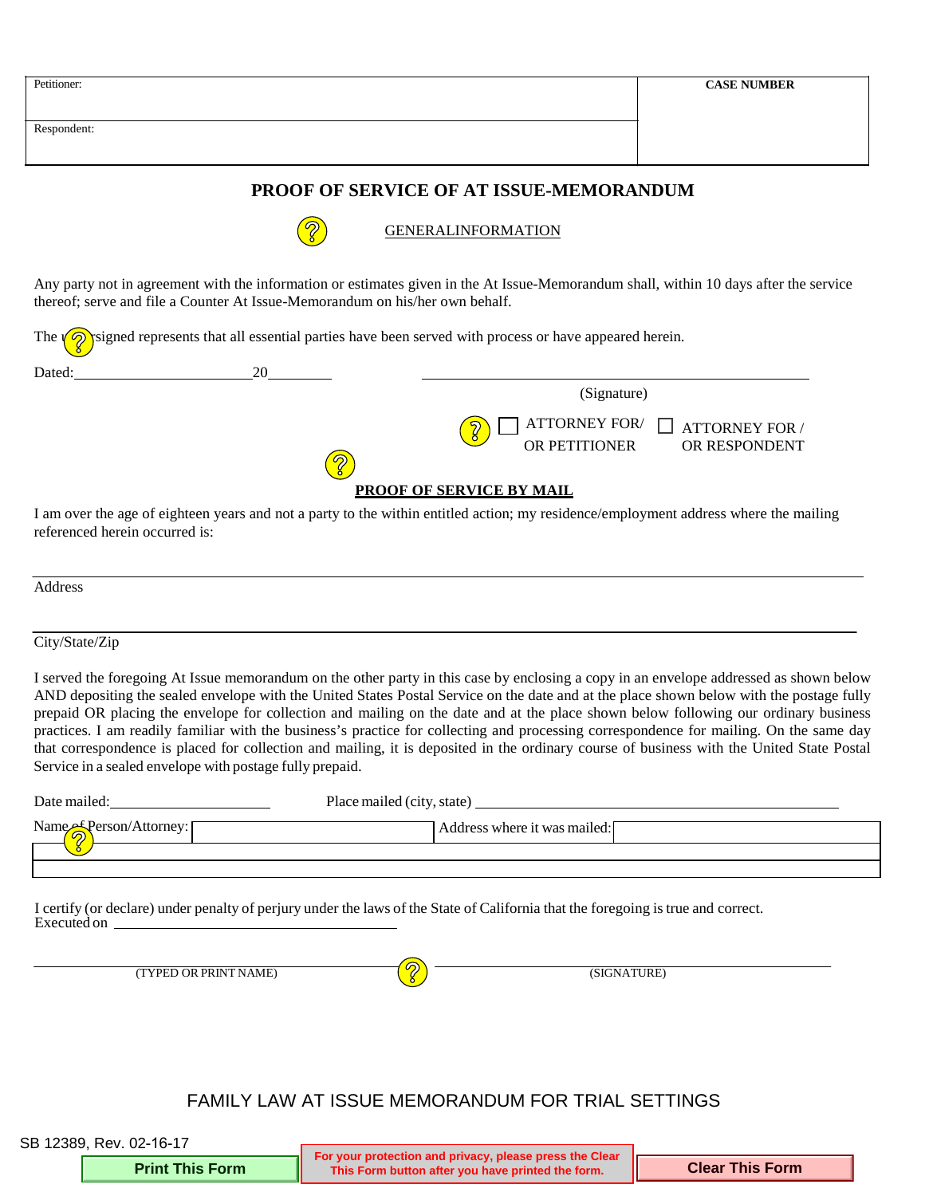| Petitioner: | CASE NUMBER |
|---|---|
| Respondent: | |

# PROOF OF SERVICE OF AT ISSUE-MEMORANDUM

GENERALINFORMATION

Any party not in agreement with the information or estimates given in the At Issue-Memorandum shall, within 10 days after the service thereof; serve and file a Counter At Issue-Memorandum on his/her own behalf.

The undersigned represents that all essential parties have been served with process or have appeared herein.

Dated:________________________20________

________________________________________
(Signature)

☐ ATTORNEY FOR/ OR PETITIONER ☐ ATTORNEY FOR / OR RESPONDENT

## PROOF OF SERVICE BY MAIL

I am over the age of eighteen years and not a party to the within entitled action; my residence/employment address where the mailing referenced herein occurred is:

________________________________________
Address

________________________________________
City/State/Zip

I served the foregoing At Issue memorandum on the other party in this case by enclosing a copy in an envelope addressed as shown below AND depositing the sealed envelope with the United States Postal Service on the date and at the place shown below with the postage fully prepaid OR placing the envelope for collection and mailing on the date and at the place shown below following our ordinary business practices. I am readily familiar with the business's practice for collecting and processing correspondence for mailing. On the same day that correspondence is placed for collection and mailing, it is deposited in the ordinary course of business with the United State Postal Service in a sealed envelope with postage fully prepaid.

Date mailed:____________________ Place mailed (city, state) ________________________________

| Name of Person/Attorney: | | Address where it was mailed: | |
|---|---|---|---|
| | | | |
| | | | |

I certify (or declare) under penalty of perjury under the laws of the State of California that the foregoing is true and correct.
Executed on ____________________________

________________________________ (TYPED OR PRINT NAME) ________________________________ (SIGNATURE)

FAMILY LAW AT ISSUE MEMORANDUM FOR TRIAL SETTINGS

SB 12389, Rev. 02-16-17

Print This Form | For your protection and privacy, please press the Clear This Form button after you have printed the form. | Clear This Form